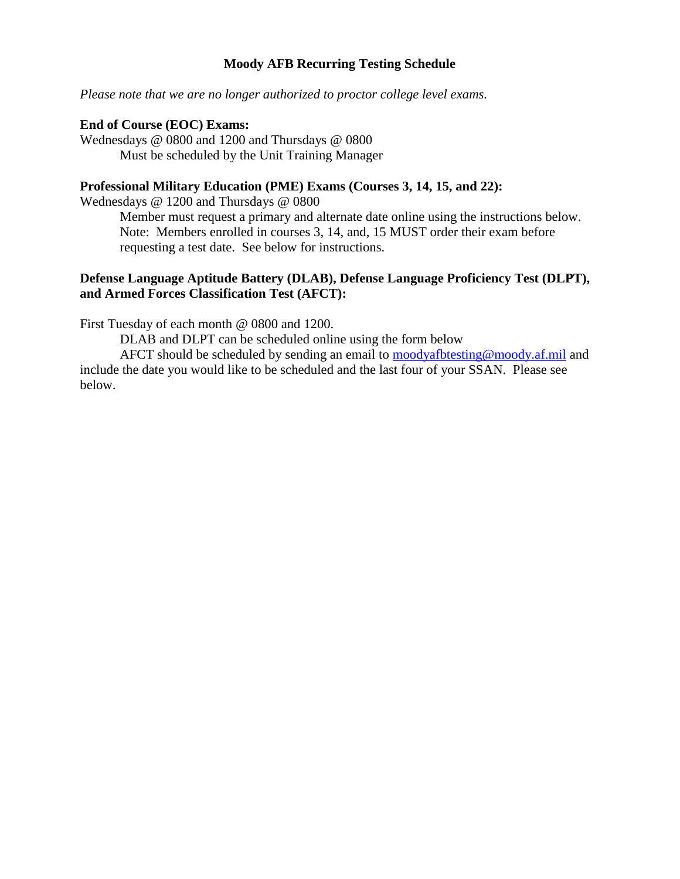# Moody AFB Recurring Testing Schedule

*Please note that we are no longer authorized to proctor college level exams.*

**End of Course (EOC) Exams:**

Wednesdays @ 0800 and 1200 and Thursdays @ 0800

Must be scheduled by the Unit Training Manager

**Professional Military Education (PME) Exams (Courses 3, 14, 15, and 22):**

Wednesdays @ 1200 and Thursdays @ 0800

Member must request a primary and alternate date online using the instructions below. Note: Members enrolled in courses 3, 14, and, 15 MUST order their exam before requesting a test date. See below for instructions.

**Defense Language Aptitude Battery (DLAB), Defense Language Proficiency Test (DLPT), and Armed Forces Classification Test (AFCT):**

First Tuesday of each month @ 0800 and 1200.

DLAB and DLPT can be scheduled online using the form below

AFCT should be scheduled by sending an email to moodyafbtesting@moody.af.mil and include the date you would like to be scheduled and the last four of your SSAN. Please see below.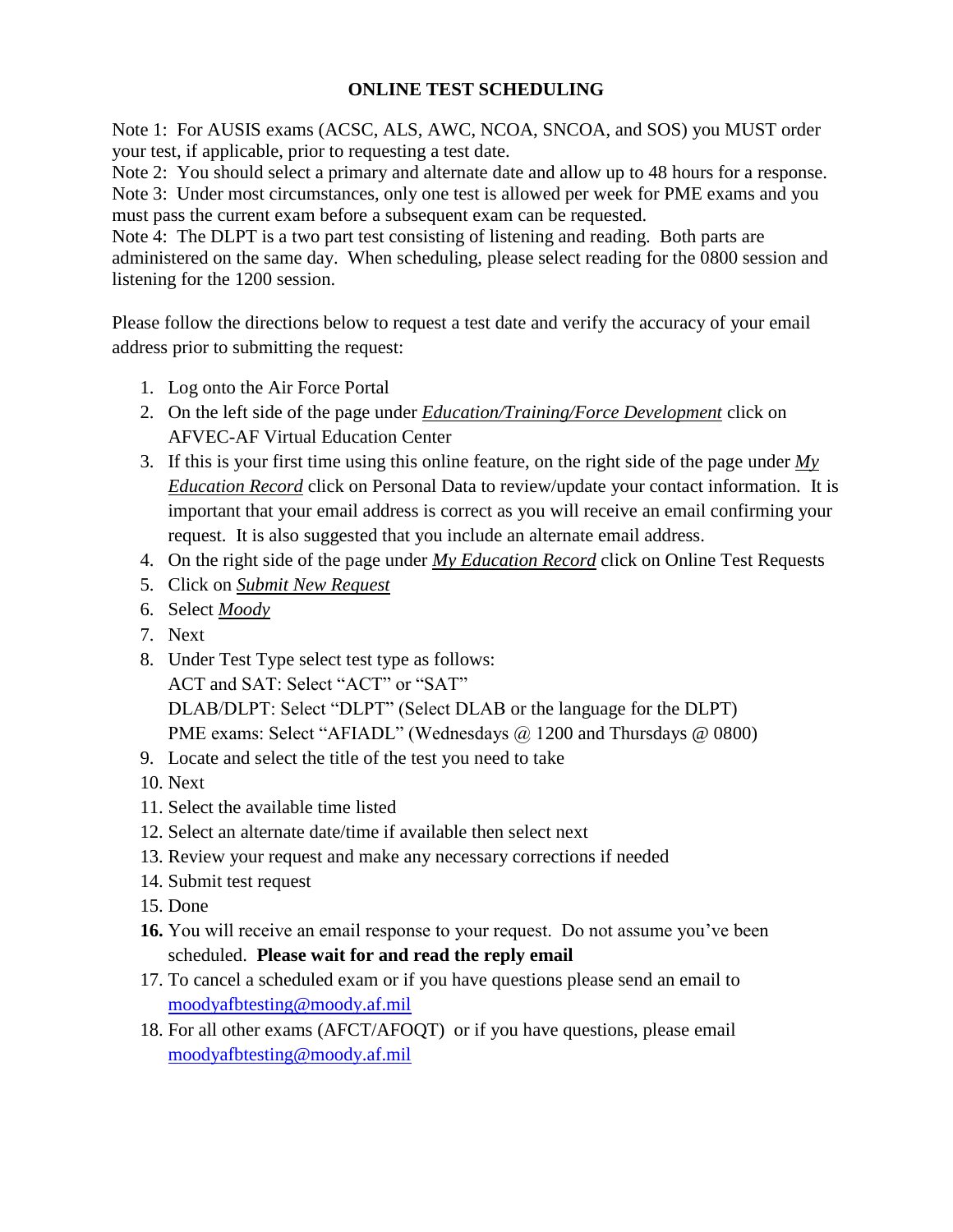## ONLINE TEST SCHEDULING

Note 1: For AUSIS exams (ACSC, ALS, AWC, NCOA, SNCOA, and SOS) you MUST order your test, if applicable, prior to requesting a test date.
Note 2: You should select a primary and alternate date and allow up to 48 hours for a response.
Note 3: Under most circumstances, only one test is allowed per week for PME exams and you must pass the current exam before a subsequent exam can be requested.
Note 4: The DLPT is a two part test consisting of listening and reading. Both parts are administered on the same day. When scheduling, please select reading for the 0800 session and listening for the 1200 session.

Please follow the directions below to request a test date and verify the accuracy of your email address prior to submitting the request:

1. Log onto the Air Force Portal
2. On the left side of the page under ***Education/Training/Force Development*** click on AFVEC-AF Virtual Education Center
3. If this is your first time using this online feature, on the right side of the page under ***My Education Record*** click on Personal Data to review/update your contact information. It is important that your email address is correct as you will receive an email confirming your request. It is also suggested that you include an alternate email address.
4. On the right side of the page under ***My Education Record*** click on Online Test Requests
5. Click on ***Submit New Request***
6. Select ***Moody***
7. Next
8. Under Test Type select test type as follows:
   ACT and SAT: Select "ACT" or "SAT"
   DLAB/DLPT: Select "DLPT" (Select DLAB or the language for the DLPT)
   PME exams: Select "AFIADL" (Wednesdays @ 1200 and Thursdays @ 0800)
9. Locate and select the title of the test you need to take
10. Next
11. Select the available time listed
12. Select an alternate date/time if available then select next
13. Review your request and make any necessary corrections if needed
14. Submit test request
15. Done
16. You will receive an email response to your request. Do not assume you've been scheduled. **Please wait for and read the reply email**
17. To cancel a scheduled exam or if you have questions please send an email to moodyafbtesting@moody.af.mil
18. For all other exams (AFCT/AFOQT) or if you have questions, please email moodyafbtesting@moody.af.mil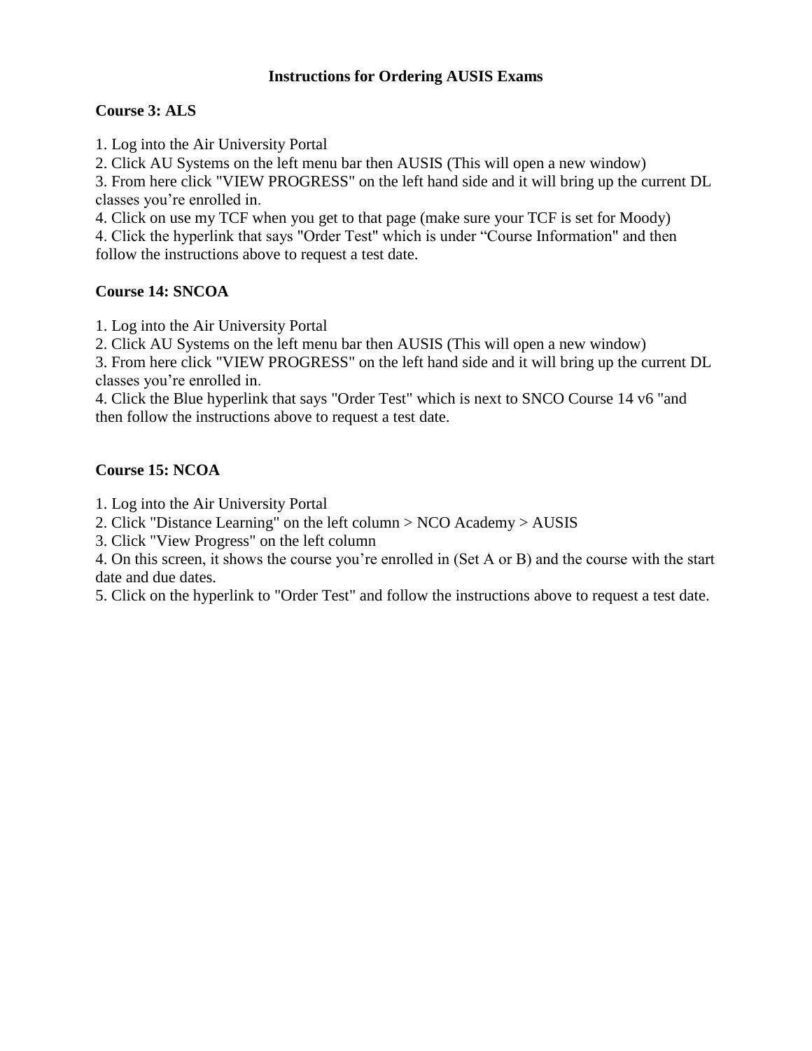**Instructions for Ordering AUSIS Exams**

**Course 3: ALS**

1. Log into the Air University Portal
2. Click AU Systems on the left menu bar then AUSIS (This will open a new window)
3. From here click "VIEW PROGRESS" on the left hand side and it will bring up the current DL classes you're enrolled in.
4. Click on use my TCF when you get to that page (make sure your TCF is set for Moody)
4. Click the hyperlink that says "Order Test" which is under "Course Information" and then follow the instructions above to request a test date.

**Course 14: SNCOA**

1. Log into the Air University Portal
2. Click AU Systems on the left menu bar then AUSIS (This will open a new window)
3. From here click "VIEW PROGRESS" on the left hand side and it will bring up the current DL classes you're enrolled in.
4. Click the Blue hyperlink that says "Order Test" which is next to SNCO Course 14 v6 "and then follow the instructions above to request a test date.

**Course 15: NCOA**

1. Log into the Air University Portal
2. Click "Distance Learning" on the left column > NCO Academy > AUSIS
3. Click "View Progress" on the left column
4. On this screen, it shows the course you're enrolled in (Set A or B) and the course with the start date and due dates.
5. Click on the hyperlink to "Order Test" and follow the instructions above to request a test date.